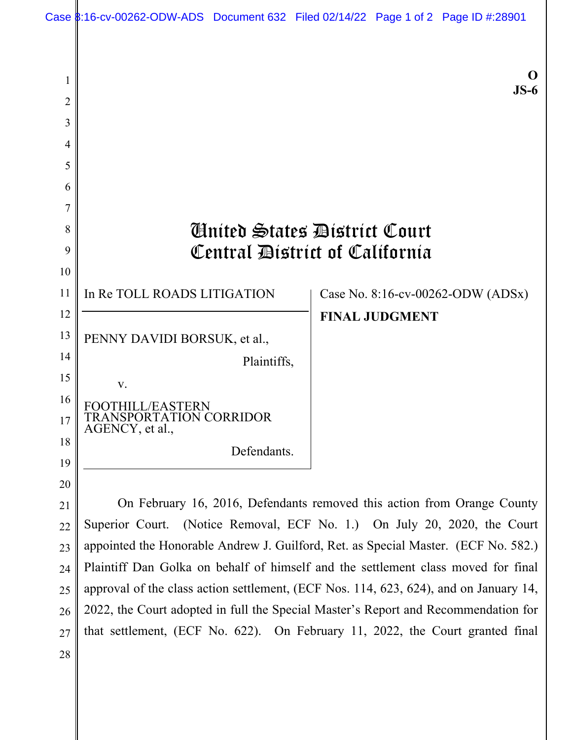**O**
**JS-6**

# United States District Court
# Central District of California

| In Re TOLL ROADS LITIGATION<br><br>PENNY DAVIDI BORSUK, et al.,<br>Plaintiffs,<br>v.<br>FOOTHILL/EASTERN TRANSPORTATION CORRIDOR AGENCY, et al.,<br>Defendants. | Case No. 8:16-cv-00262-ODW (ADSx)<br><br>**FINAL JUDGMENT** |
|---|---|

On February 16, 2016, Defendants removed this action from Orange County Superior Court. (Notice Removal, ECF No. 1.) On July 20, 2020, the Court appointed the Honorable Andrew J. Guilford, Ret. as Special Master. (ECF No. 582.) Plaintiff Dan Golka on behalf of himself and the settlement class moved for final approval of the class action settlement, (ECF Nos. 114, 623, 624), and on January 14, 2022, the Court adopted in full the Special Master's Report and Recommendation for that settlement, (ECF No. 622). On February 11, 2022, the Court granted final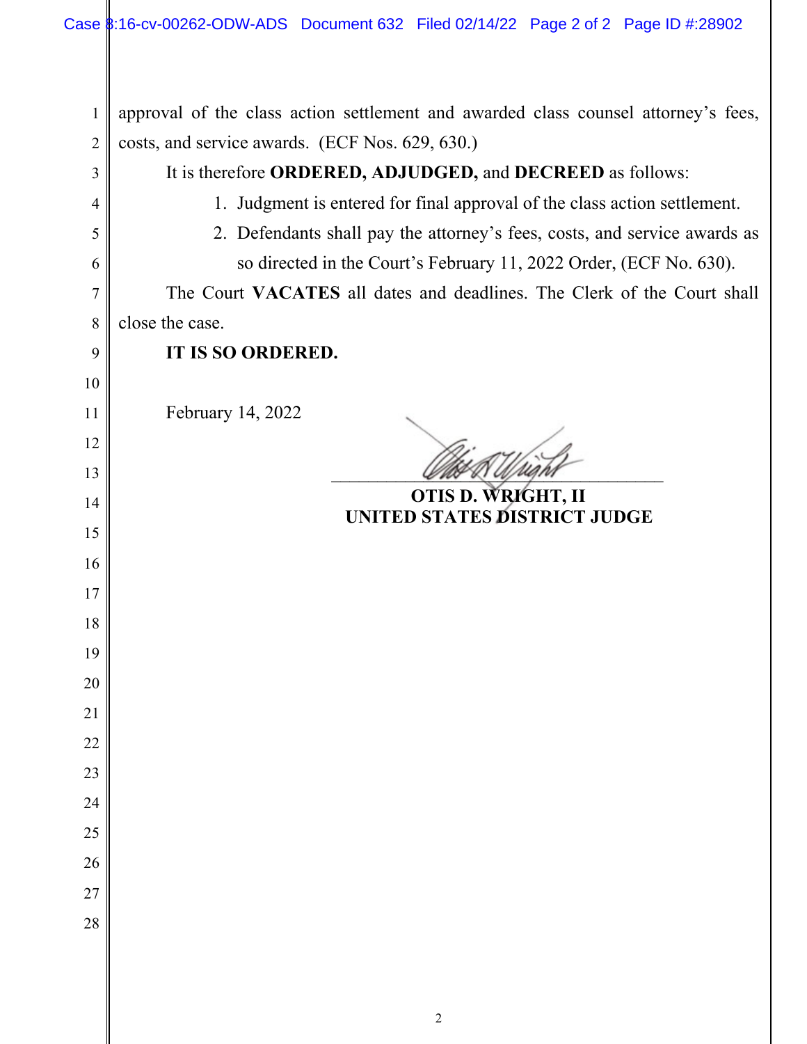approval of the class action settlement and awarded class counsel attorney's fees, costs, and service awards. (ECF Nos. 629, 630.)

It is therefore **ORDERED, ADJUDGED,** and **DECREED** as follows:

1. Judgment is entered for final approval of the class action settlement.
2. Defendants shall pay the attorney's fees, costs, and service awards as so directed in the Court's February 11, 2022 Order, (ECF No. 630).

The Court **VACATES** all dates and deadlines. The Clerk of the Court shall close the case.

**IT IS SO ORDERED.**

February 14, 2022

**OTIS D. WRIGHT, II**
**UNITED STATES DISTRICT JUDGE**